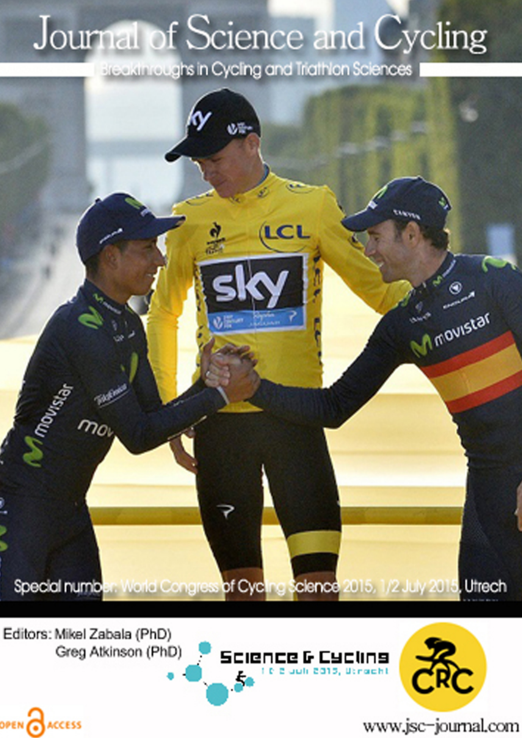# Journal of Science and Cycling

Breakthroughs in Cycling and Triathlon Sciences

Special number: World Congress of Cycling Science 2015, 1/2 July 2015, Utrech

Editors: Mikel Zabala (PhD)
Greg Atkinson (PhD)

Science & Cycling
1 & 2 juli 2015, Utrecht

CRC

OPEN ACCESS

www.jsc-journal.com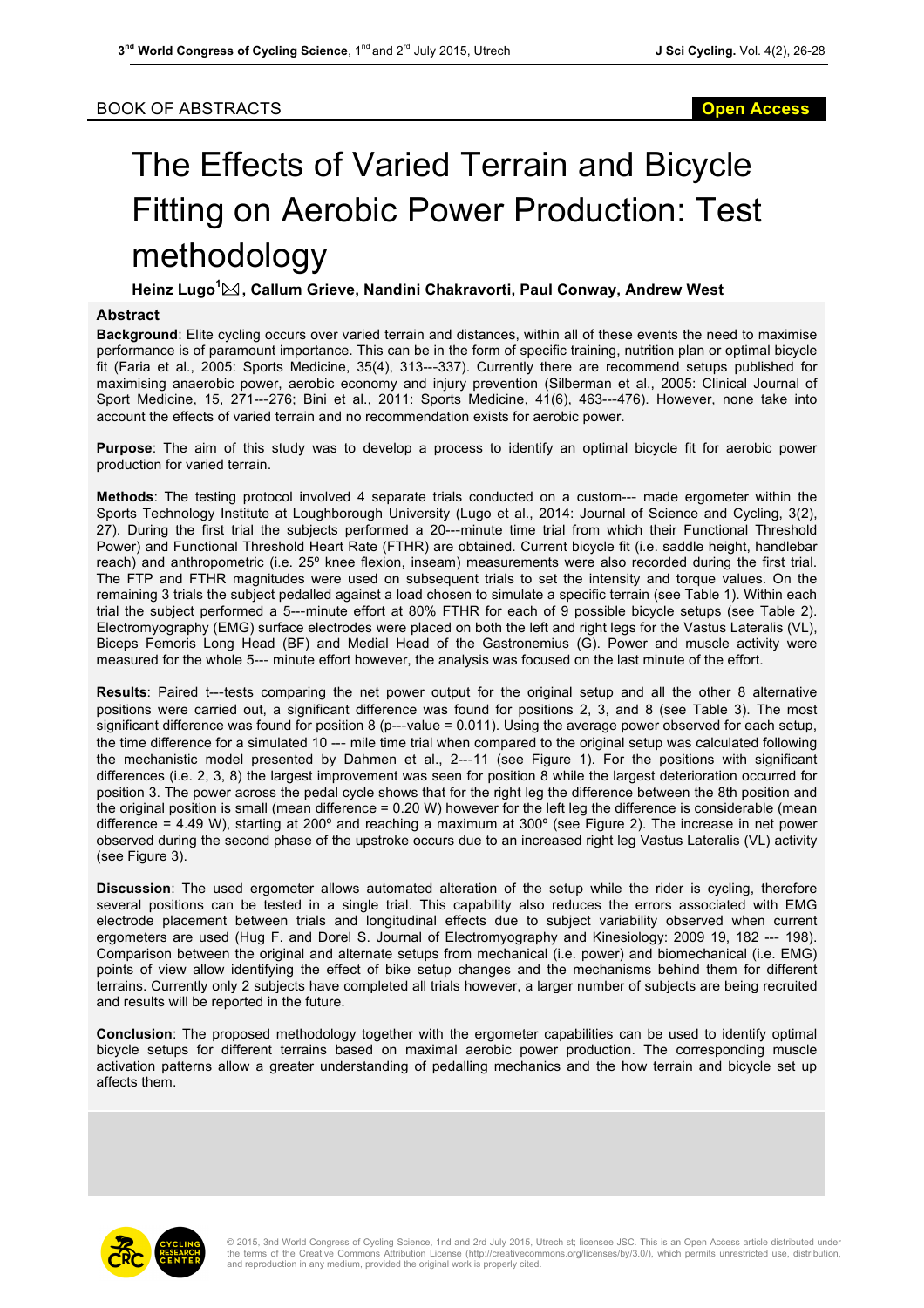BOOK OF ABSTRACTS

**Open Access**

# The Effects of Varied Terrain and Bicycle Fitting on Aerobic Power Production: Test methodology

**Heinz Lugo[1]✉, Callum Grieve, Nandini Chakravorti, Paul Conway, Andrew West**

## Abstract

**Background**: Elite cycling occurs over varied terrain and distances, within all of these events the need to maximise performance is of paramount importance. This can be in the form of specific training, nutrition plan or optimal bicycle fit (Faria et al., 2005: Sports Medicine, 35(4), 313---337). Currently there are recommend setups published for maximising anaerobic power, aerobic economy and injury prevention (Silberman et al., 2005: Clinical Journal of Sport Medicine, 15, 271---276; Bini et al., 2011: Sports Medicine, 41(6), 463---476). However, none take into account the effects of varied terrain and no recommendation exists for aerobic power.

**Purpose**: The aim of this study was to develop a process to identify an optimal bicycle fit for aerobic power production for varied terrain.

**Methods**: The testing protocol involved 4 separate trials conducted on a custom--- made ergometer within the Sports Technology Institute at Loughborough University (Lugo et al., 2014: Journal of Science and Cycling, 3(2), 27). During the first trial the subjects performed a 20---minute time trial from which their Functional Threshold Power) and Functional Threshold Heart Rate (FTHR) are obtained. Current bicycle fit (i.e. saddle height, handlebar reach) and anthropometric (i.e. 25º knee flexion, inseam) measurements were also recorded during the first trial. The FTP and FTHR magnitudes were used on subsequent trials to set the intensity and torque values. On the remaining 3 trials the subject pedalled against a load chosen to simulate a specific terrain (see Table 1). Within each trial the subject performed a 5---minute effort at 80% FTHR for each of 9 possible bicycle setups (see Table 2). Electromyography (EMG) surface electrodes were placed on both the left and right legs for the Vastus Lateralis (VL), Biceps Femoris Long Head (BF) and Medial Head of the Gastronemius (G). Power and muscle activity were measured for the whole 5--- minute effort however, the analysis was focused on the last minute of the effort.

**Results**: Paired t---tests comparing the net power output for the original setup and all the other 8 alternative positions were carried out, a significant difference was found for positions 2, 3, and 8 (see Table 3). The most significant difference was found for position 8 (p---value = 0.011). Using the average power observed for each setup, the time difference for a simulated 10 --- mile time trial when compared to the original setup was calculated following the mechanistic model presented by Dahmen et al., 2---11 (see Figure 1). For the positions with significant differences (i.e. 2, 3, 8) the largest improvement was seen for position 8 while the largest deterioration occurred for position 3. The power across the pedal cycle shows that for the right leg the difference between the 8th position and the original position is small (mean difference = 0.20 W) however for the left leg the difference is considerable (mean difference = 4.49 W), starting at 200º and reaching a maximum at 300º (see Figure 2). The increase in net power observed during the second phase of the upstroke occurs due to an increased right leg Vastus Lateralis (VL) activity (see Figure 3).

**Discussion**: The used ergometer allows automated alteration of the setup while the rider is cycling, therefore several positions can be tested in a single trial. This capability also reduces the errors associated with EMG electrode placement between trials and longitudinal effects due to subject variability observed when current ergometers are used (Hug F. and Dorel S. Journal of Electromyography and Kinesiology: 2009 19, 182 --- 198). Comparison between the original and alternate setups from mechanical (i.e. power) and biomechanical (i.e. EMG) points of view allow identifying the effect of bike setup changes and the mechanisms behind them for different terrains. Currently only 2 subjects have completed all trials however, a larger number of subjects are being recruited and results will be reported in the future.

**Conclusion**: The proposed methodology together with the ergometer capabilities can be used to identify optimal bicycle setups for different terrains based on maximal aerobic power production. The corresponding muscle activation patterns allow a greater understanding of pedalling mechanics and the how terrain and bicycle set up affects them.

© 2015, 3nd World Congress of Cycling Science, 1nd and 2rd July 2015, Utrech st; licensee JSC. This is an Open Access article distributed under the terms of the Creative Commons Attribution License (http://creativecommons.org/licenses/by/3.0/), which permits unrestricted use, distribution, and reproduction in any medium, provided the original work is properly cited.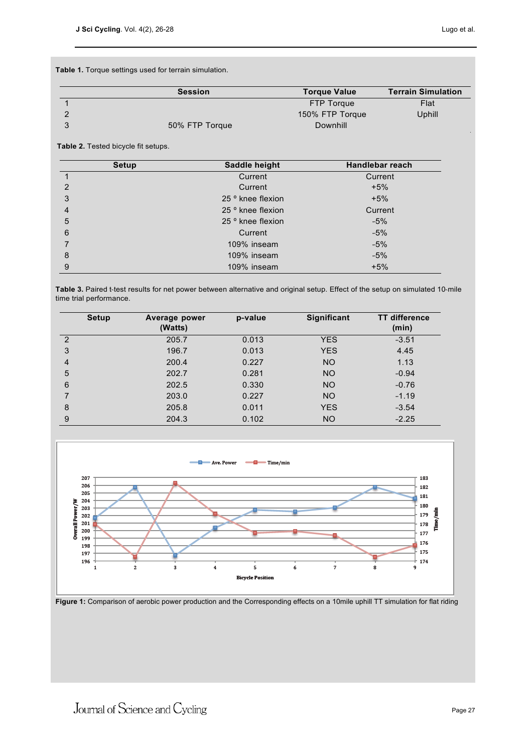**Table 1.** Torque settings used for terrain simulation.

| Session | | Torque Value | Terrain Simulation |
|---|---|---|---|
| 1 | | FTP Torque | Flat |
| 2 | | 150% FTP Torque | Uphill |
| 3 | 50% FTP Torque | Downhill | |

**Table 2.** Tested bicycle fit setups.

| Setup | Saddle height | Handlebar reach |
|---|---|---|
| 1 | Current | Current |
| 2 | Current | +5% |
| 3 | 25 ° knee flexion | +5% |
| 4 | 25 ° knee flexion | Current |
| 5 | 25 ° knee flexion | -5% |
| 6 | Current | -5% |
| 7 | 109% inseam | -5% |
| 8 | 109% inseam | -5% |
| 9 | 109% inseam | +5% |

**Table 3.** Paired t-test results for net power between alternative and original setup. Effect of the setup on simulated 10-mile time trial performance.

| Setup | Average power (Watts) | p-value | Significant | TT difference (min) |
|---|---|---|---|---|
| 2 | 205.7 | 0.013 | YES | -3.51 |
| 3 | 196.7 | 0.013 | YES | 4.45 |
| 4 | 200.4 | 0.227 | NO | 1.13 |
| 5 | 202.7 | 0.281 | NO | -0.94 |
| 6 | 202.5 | 0.330 | NO | -0.76 |
| 7 | 203.0 | 0.227 | NO | -1.19 |
| 8 | 205.8 | 0.011 | YES | -3.54 |
| 9 | 204.3 | 0.102 | NO | -2.25 |

**Figure 1:** Comparison of aerobic power production and the Corresponding effects on a 10mile uphill TT simulation for flat riding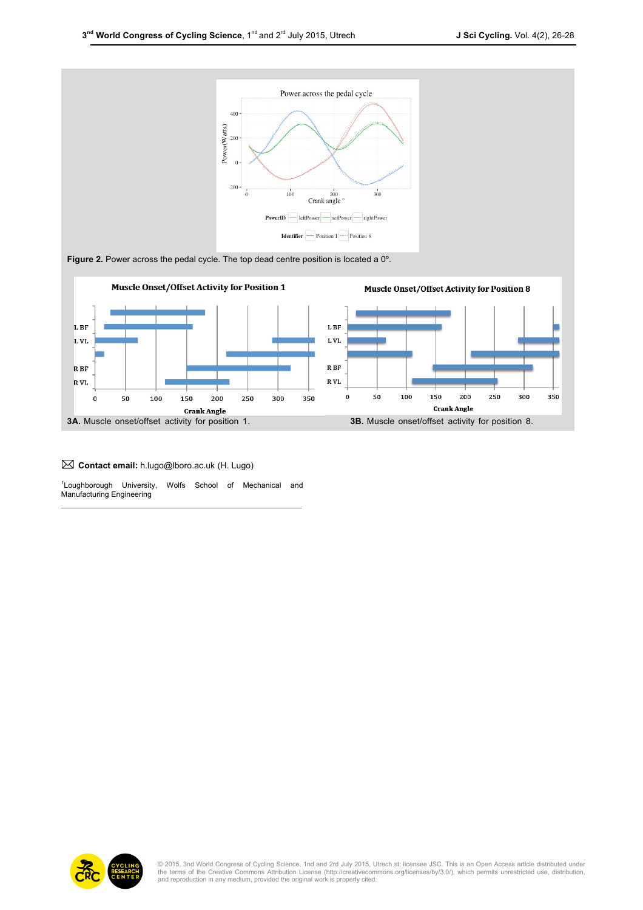Power across the pedal cycle

Power(Watts)

400
200
0
-200

0 100 200 300

Crank angle °

PowerID leftPower netPower rightPower

Identifier Position 1 Position 8

**Figure 2.** Power across the pedal cycle. The top dead centre position is located a 0º.

**Muscle Onset/Offset Activity for Position 1**

L BF
L VL
R BF
R VL

0 50 100 150 200 250 300 350

Crank Angle

**Muscle Onset/Offset Activity for Position 8**

L BF
L VL
R BF
R VL

0 50 100 150 200 250 300 350

Crank Angle

**3A.** Muscle onset/offset activity for position 1.

**3B.** Muscle onset/offset activity for position 8.

✉ **Contact email:** h.lugo@lboro.ac.uk (H. Lugo)

[1]Loughborough University, Wolfs School of Mechanical and Manufacturing Engineering

© 2015, 3nd World Congress of Cycling Science, 1nd and 2rd July 2015, Utrech st; licensee JSC. This is an Open Access article distributed under the terms of the Creative Commons Attribution License (http://creativecommons.org/licenses/by/3.0/), which permits unrestricted use, distribution, and reproduction in any medium, provided the original work is properly cited.